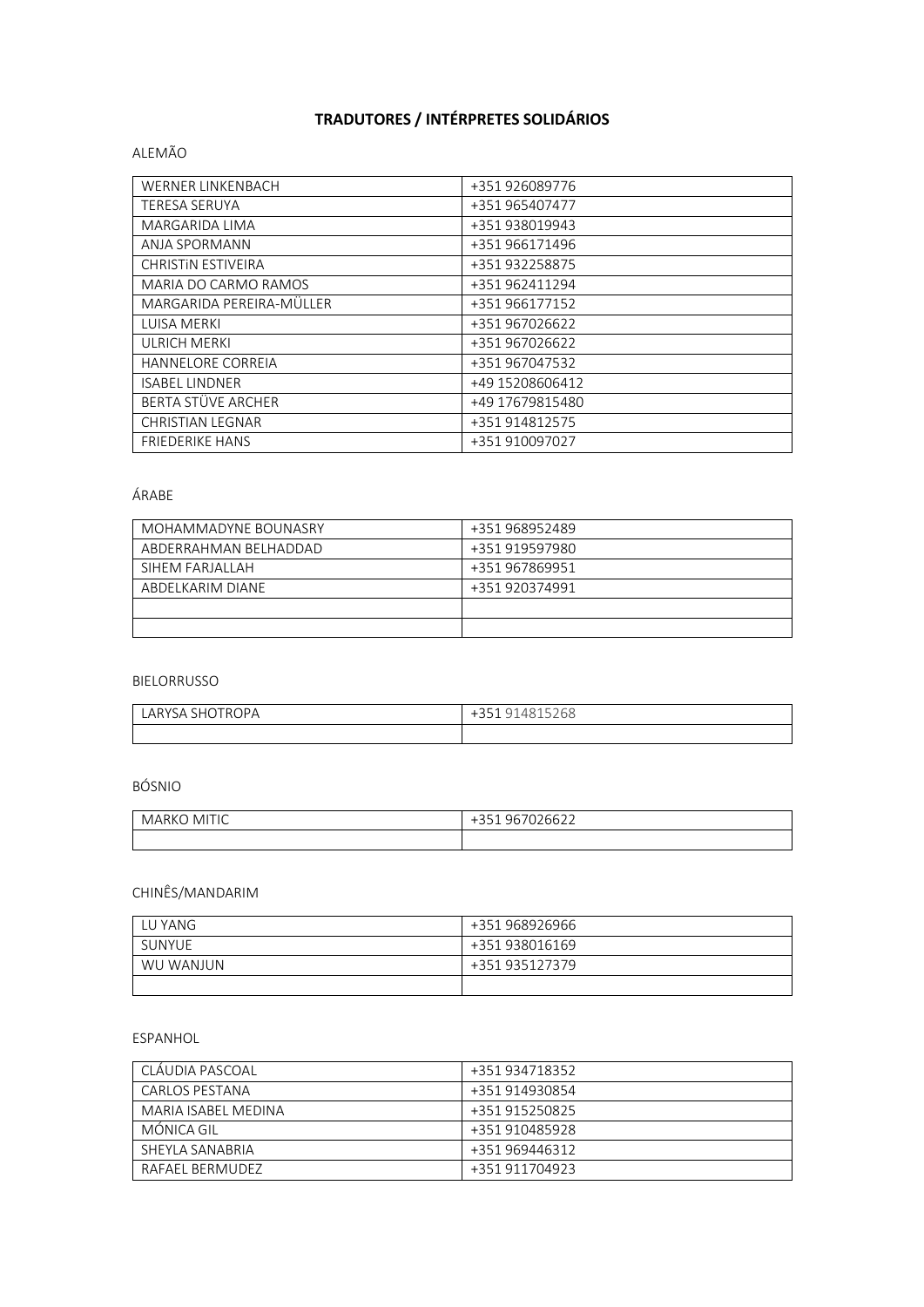# TRADUTORES / INTÉRPRETES SOLIDÁRIOS

ALEMÃO

| | |
|---|---|
| WERNER LINKENBACH | +351 926089776 |
| TERESA SERUYA | +351 965407477 |
| MARGARIDA LIMA | +351 938019943 |
| ANJA SPORMANN | +351 966171496 |
| CHRISTiN ESTIVEIRA | +351 932258875 |
| MARIA DO CARMO RAMOS | +351 962411294 |
| MARGARIDA PEREIRA-MÜLLER | +351 966177152 |
| LUISA MERKI | +351 967026622 |
| ULRICH MERKI | +351 967026622 |
| HANNELORE CORREIA | +351 967047532 |
| ISABEL LINDNER | +49 15208606412 |
| BERTA STÜVE ARCHER | +49 17679815480 |
| CHRISTIAN LEGNAR | +351 914812575 |
| FRIEDERIKE HANS | +351 910097027 |

ÁRABE

| | |
|---|---|
| MOHAMMADYNE BOUNASRY | +351 968952489 |
| ABDERRAHMAN BELHADDAD | +351 919597980 |
| SIHEM FARJALLAH | +351 967869951 |
| ABDELKARIM DIANE | +351 920374991 |
| | |
| | |

BIELORRUSSO

| | |
|---|---|
| LARYSA SHOTROPA | +351 914815268 |
| | |

BÓSNIO

| | |
|---|---|
| MARKO MITIC | +351 967026622 |
| | |

CHINÊS/MANDARIM

| | |
|---|---|
| LU YANG | +351 968926966 |
| SUNYUE | +351 938016169 |
| WU WANJUN | +351 935127379 |
| | |

ESPANHOL

| | |
|---|---|
| CLÁUDIA PASCOAL | +351 934718352 |
| CARLOS PESTANA | +351 914930854 |
| MARIA ISABEL MEDINA | +351 915250825 |
| MÓNICA GIL | +351 910485928 |
| SHEYLA SANABRIA | +351 969446312 |
| RAFAEL BERMUDEZ | +351 911704923 |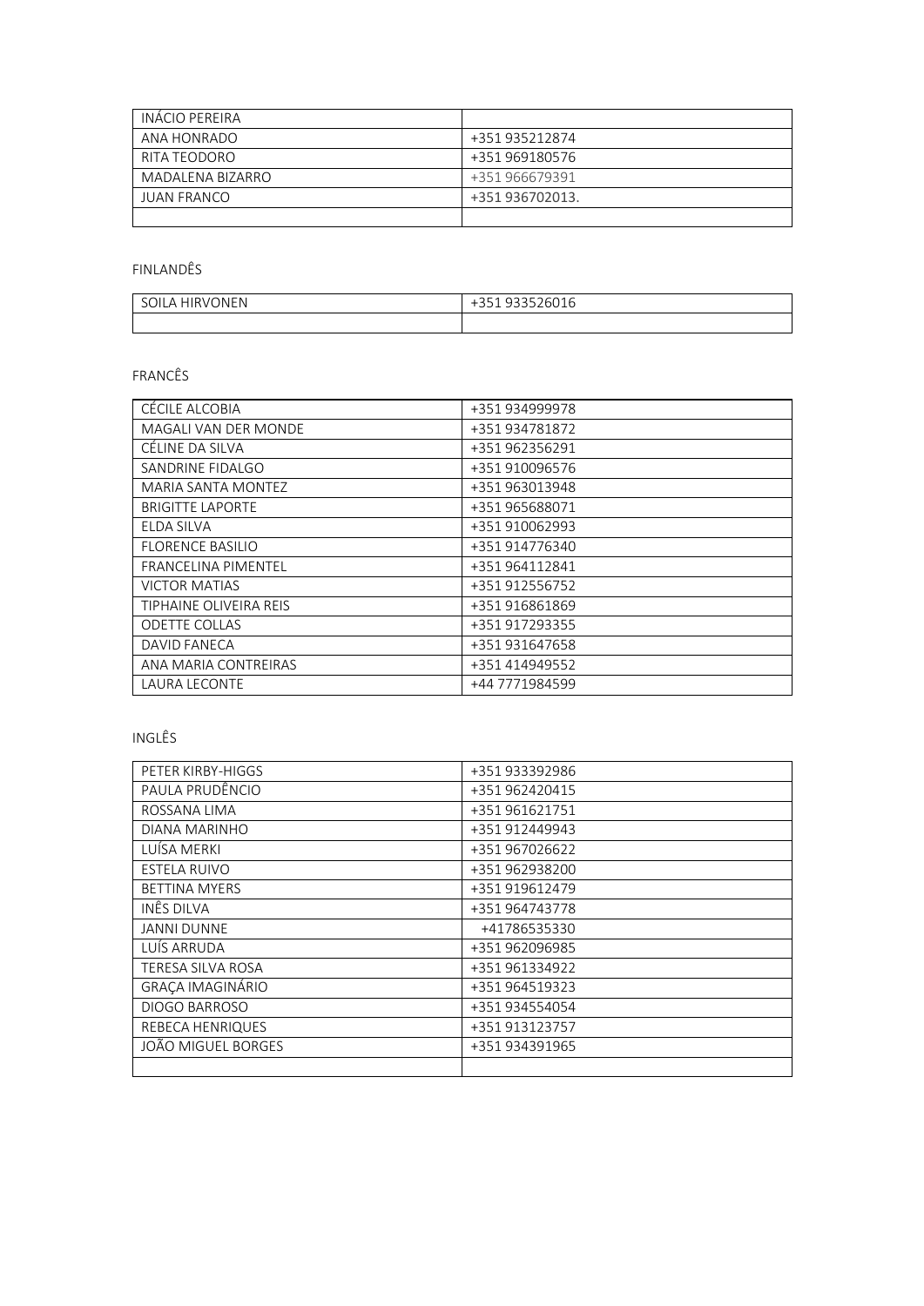| INÁCIO PEREIRA | |
|---|---|
| ANA HONRADO | +351 935212874 |
| RITA TEODORO | +351 969180576 |
| MADALENA BIZARRO | +351 966679391 |
| JUAN FRANCO | +351 936702013. |
| | |

FINLANDÊS

| SOILA HIRVONEN | +351 933526016 |
|---|---|
| | |

FRANCÊS

| CÉCILE ALCOBIA | +351 934999978 |
|---|---|
| MAGALI VAN DER MONDE | +351 934781872 |
| CÉLINE DA SILVA | +351 962356291 |
| SANDRINE FIDALGO | +351 910096576 |
| MARIA SANTA MONTEZ | +351 963013948 |
| BRIGITTE LAPORTE | +351 965688071 |
| ELDA SILVA | +351 910062993 |
| FLORENCE BASILIO | +351 914776340 |
| FRANCELINA PIMENTEL | +351 964112841 |
| VICTOR MATIAS | +351 912556752 |
| TIPHAINE OLIVEIRA REIS | +351 916861869 |
| ODETTE COLLAS | +351 917293355 |
| DAVID FANECA | +351 931647658 |
| ANA MARIA CONTREIRAS | +351 414949552 |
| LAURA LECONTE | +44 7771984599 |

INGLÊS

| PETER KIRBY-HIGGS | +351 933392986 |
|---|---|
| PAULA PRUDÊNCIO | +351 962420415 |
| ROSSANA LIMA | +351 961621751 |
| DIANA MARINHO | +351 912449943 |
| LUÍSA MERKI | +351 967026622 |
| ESTELA RUIVO | +351 962938200 |
| BETTINA MYERS | +351 919612479 |
| INÊS DILVA | +351 964743778 |
| JANNI DUNNE | +41786535330 |
| LUÍS ARRUDA | +351 962096985 |
| TERESA SILVA ROSA | +351 961334922 |
| GRAÇA IMAGINÁRIO | +351 964519323 |
| DIOGO BARROSO | +351 934554054 |
| REBECA HENRIQUES | +351 913123757 |
| JOÃO MIGUEL BORGES | +351 934391965 |
| | |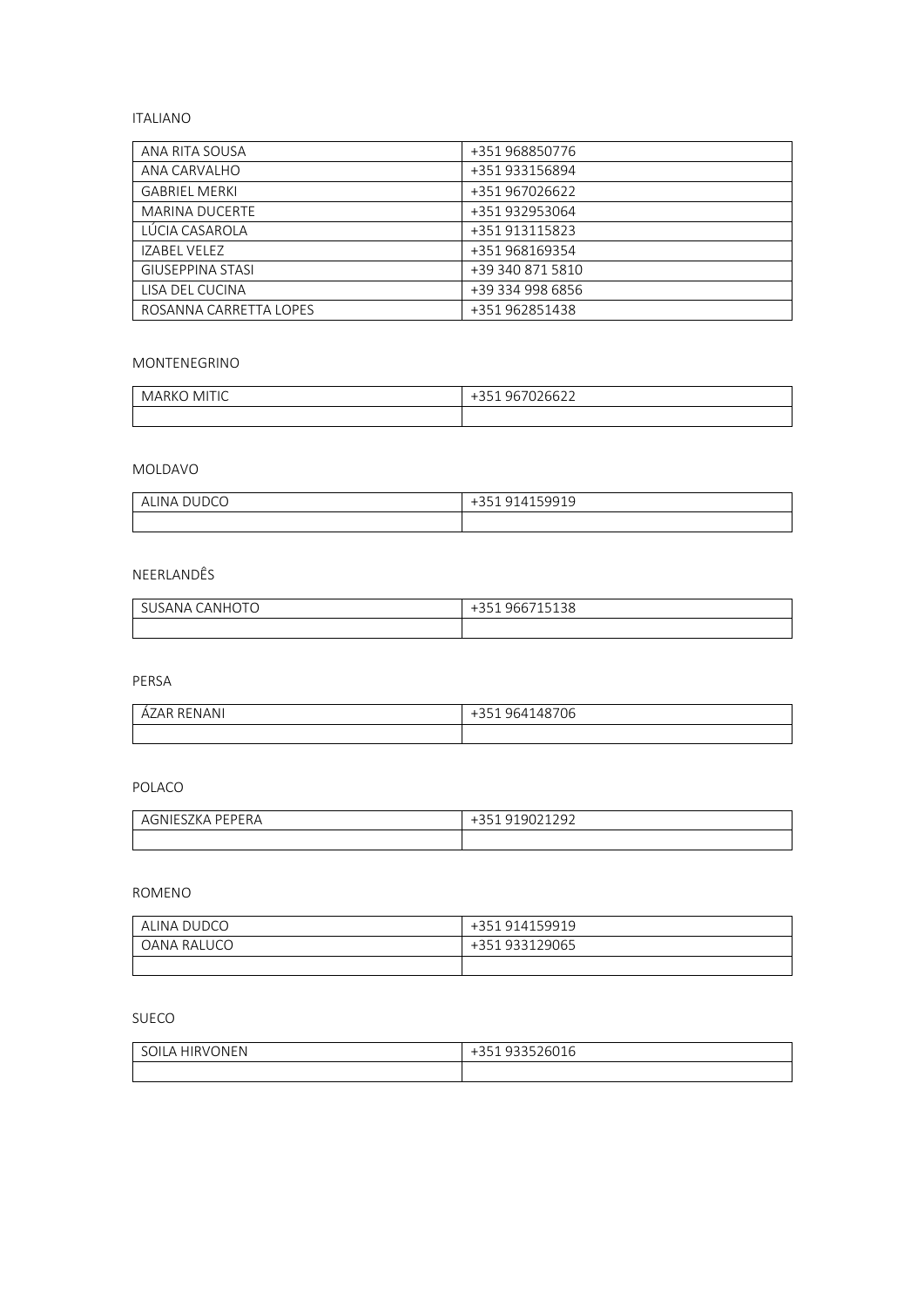ITALIANO

| ANA RITA SOUSA | +351 968850776 |
| --- | --- |
| ANA CARVALHO | +351 933156894 |
| GABRIEL MERKI | +351 967026622 |
| MARINA DUCERTE | +351 932953064 |
| LÚCIA CASAROLA | +351 913115823 |
| IZABEL VELEZ | +351 968169354 |
| GIUSEPPINA STASI | +39 340 871 5810 |
| LISA DEL CUCINA | +39 334 998 6856 |
| ROSANNA CARRETTA LOPES | +351 962851438 |

MONTENEGRINO

| MARKO MITIC | +351 967026622 |
| --- | --- |
| | |

MOLDAVO

| ALINA DUDCO | +351 914159919 |
| --- | --- |
| | |

NEERLANDÊS

| SUSANA CANHOTO | +351 966715138 |
| --- | --- |
| | |

PERSA

| ÁZAR RENANI | +351 964148706 |
| --- | --- |
| | |

POLACO

| AGNIESZKA PEPERA | +351 919021292 |
| --- | --- |
| | |

ROMENO

| ALINA DUDCO | +351 914159919 |
| --- | --- |
| OANA RALUCO | +351 933129065 |
| | |

SUECO

| SOILA HIRVONEN | +351 933526016 |
| --- | --- |
| | |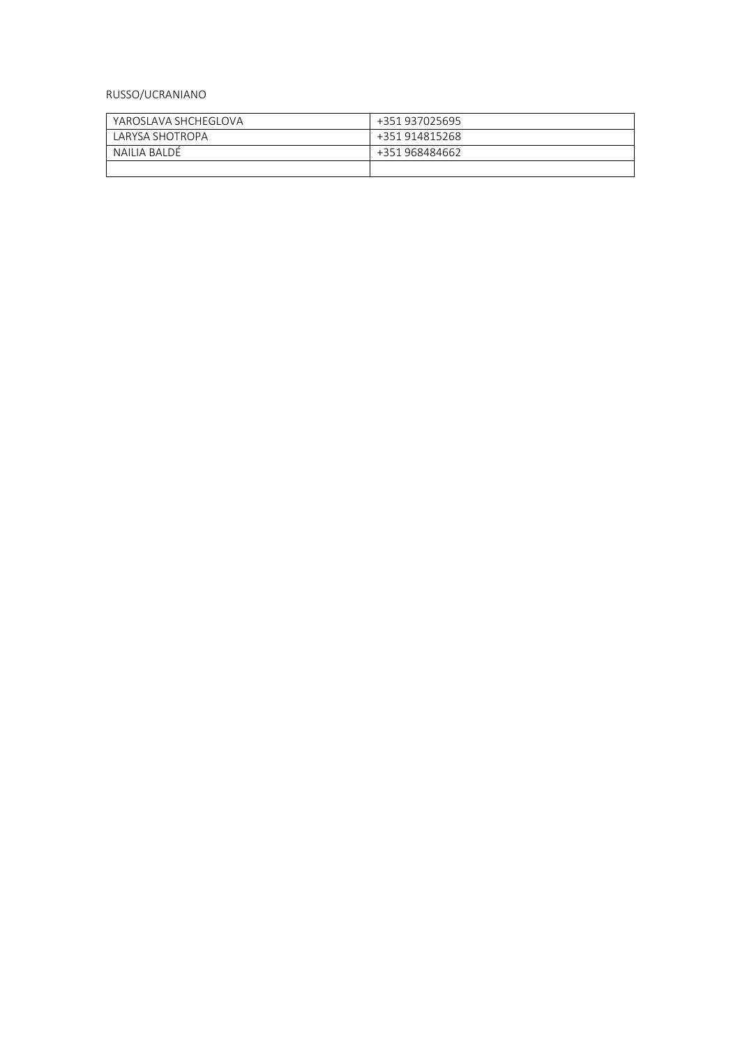RUSSO/UCRANIANO

| YAROSLAVA SHCHEGLOVA | +351 937025695 |
| --- | --- |
| LARYSA SHOTROPA | +351 914815268 |
| NAILIA BALDÉ | +351 968484662 |
| | |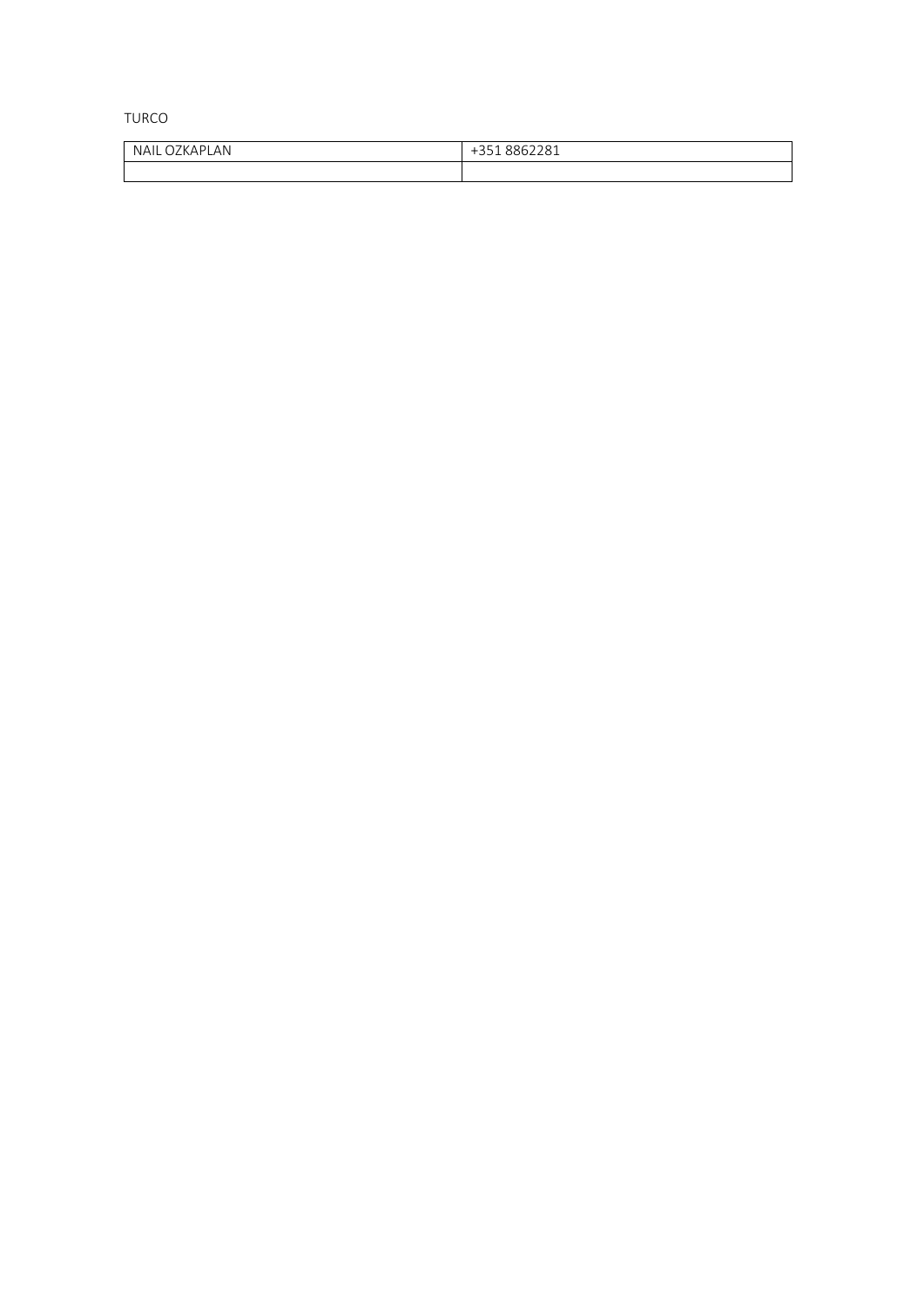TURCO

| | |
|---|---|
| NAIL OZKAPLAN | +351 8862281 |
| | |